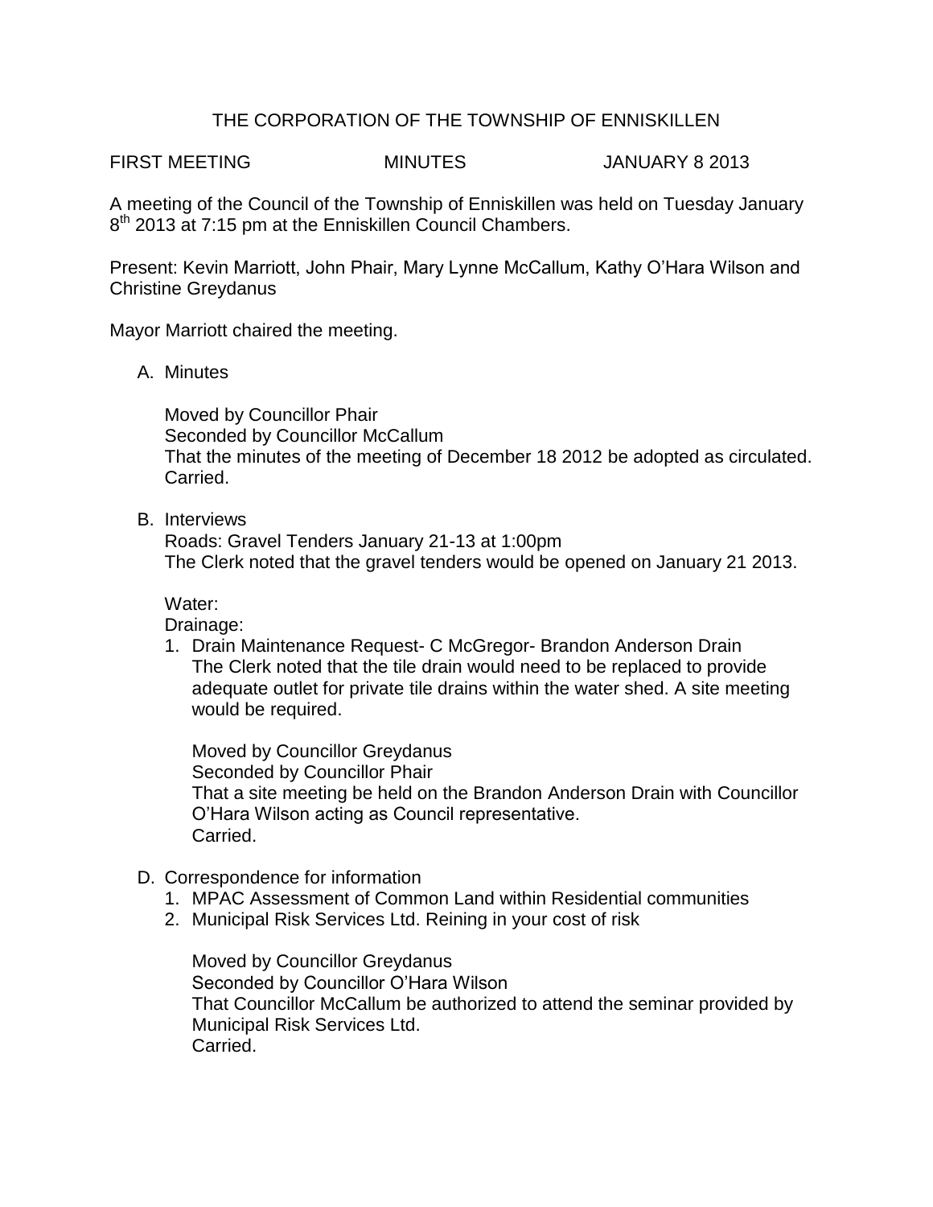# THE CORPORATION OF THE TOWNSHIP OF ENNISKILLEN

FIRST MEETING MINUTES JANUARY 8 2013

A meeting of the Council of the Township of Enniskillen was held on Tuesday January 8th 2013 at 7:15 pm at the Enniskillen Council Chambers.

Present: Kevin Marriott, John Phair, Mary Lynne McCallum, Kathy O'Hara Wilson and Christine Greydanus

Mayor Marriott chaired the meeting.

A. Minutes

   Moved by Councillor Phair
   Seconded by Councillor McCallum
   That the minutes of the meeting of December 18 2012 be adopted as circulated.
   Carried.

B. Interviews

   Roads: Gravel Tenders January 21-13 at 1:00pm
   The Clerk noted that the gravel tenders would be opened on January 21 2013.

   Water:
   Drainage:

   1. Drain Maintenance Request- C McGregor- Brandon Anderson Drain
      The Clerk noted that the tile drain would need to be replaced to provide adequate outlet for private tile drains within the water shed. A site meeting would be required.

      Moved by Councillor Greydanus
      Seconded by Councillor Phair
      That a site meeting be held on the Brandon Anderson Drain with Councillor O'Hara Wilson acting as Council representative.
      Carried.

D. Correspondence for information

   1. MPAC Assessment of Common Land within Residential communities
   2. Municipal Risk Services Ltd. Reining in your cost of risk

      Moved by Councillor Greydanus
      Seconded by Councillor O'Hara Wilson
      That Councillor McCallum be authorized to attend the seminar provided by Municipal Risk Services Ltd.
      Carried.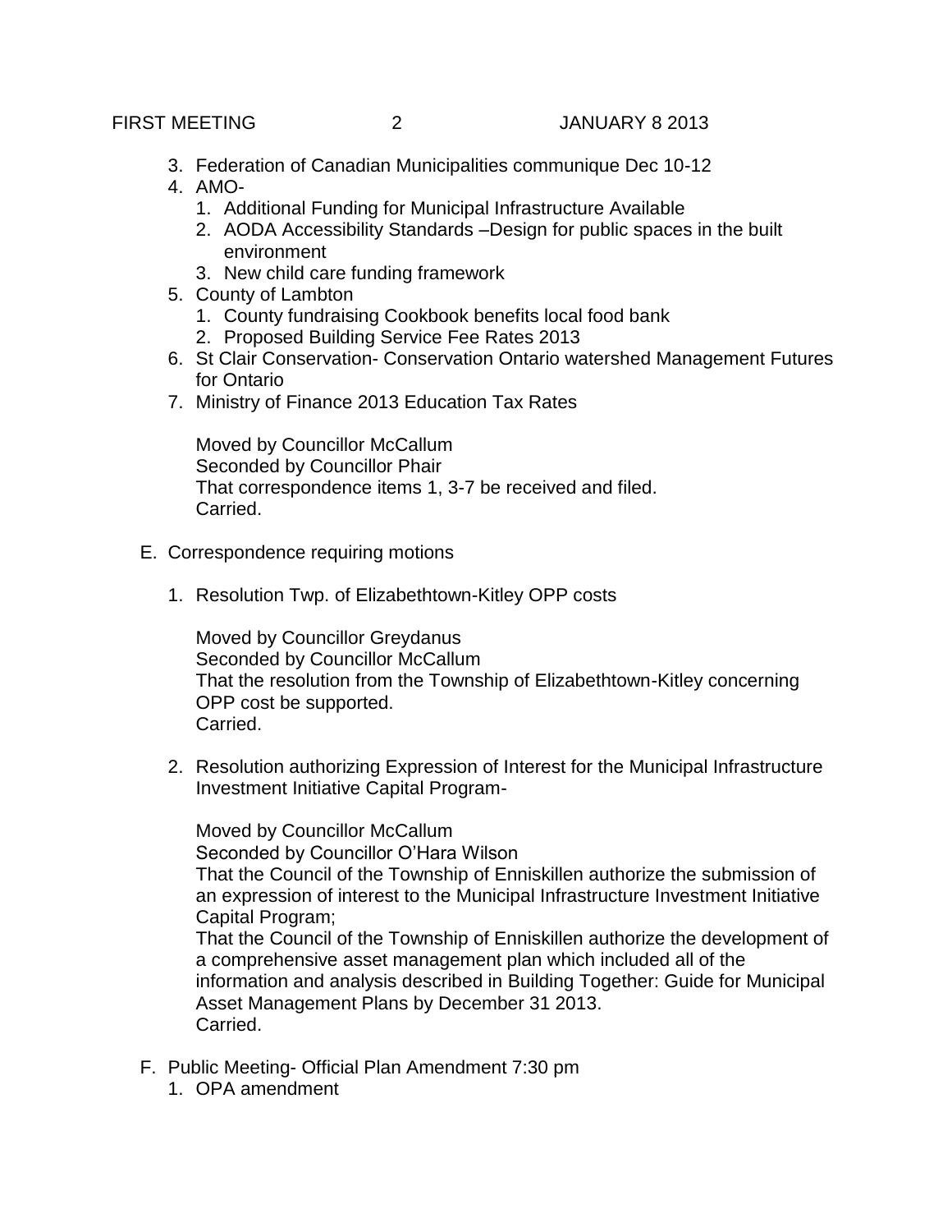3. Federation of Canadian Municipalities communique Dec 10-12
4. AMO-
   1. Additional Funding for Municipal Infrastructure Available
   2. AODA Accessibility Standards –Design for public spaces in the built environment
   3. New child care funding framework
5. County of Lambton
   1. County fundraising Cookbook benefits local food bank
   2. Proposed Building Service Fee Rates 2013
6. St Clair Conservation- Conservation Ontario watershed Management Futures for Ontario
7. Ministry of Finance 2013 Education Tax Rates

   Moved by Councillor McCallum
   Seconded by Councillor Phair
   That correspondence items 1, 3-7 be received and filed.
   Carried.

E. Correspondence requiring motions

   1. Resolution Twp. of Elizabethtown-Kitley OPP costs

      Moved by Councillor Greydanus
      Seconded by Councillor McCallum
      That the resolution from the Township of Elizabethtown-Kitley concerning OPP cost be supported.
      Carried.

   2. Resolution authorizing Expression of Interest for the Municipal Infrastructure Investment Initiative Capital Program-

      Moved by Councillor McCallum
      Seconded by Councillor O'Hara Wilson
      That the Council of the Township of Enniskillen authorize the submission of an expression of interest to the Municipal Infrastructure Investment Initiative Capital Program;
      That the Council of the Township of Enniskillen authorize the development of a comprehensive asset management plan which included all of the information and analysis described in Building Together: Guide for Municipal Asset Management Plans by December 31 2013.
      Carried.

F. Public Meeting- Official Plan Amendment 7:30 pm
   1. OPA amendment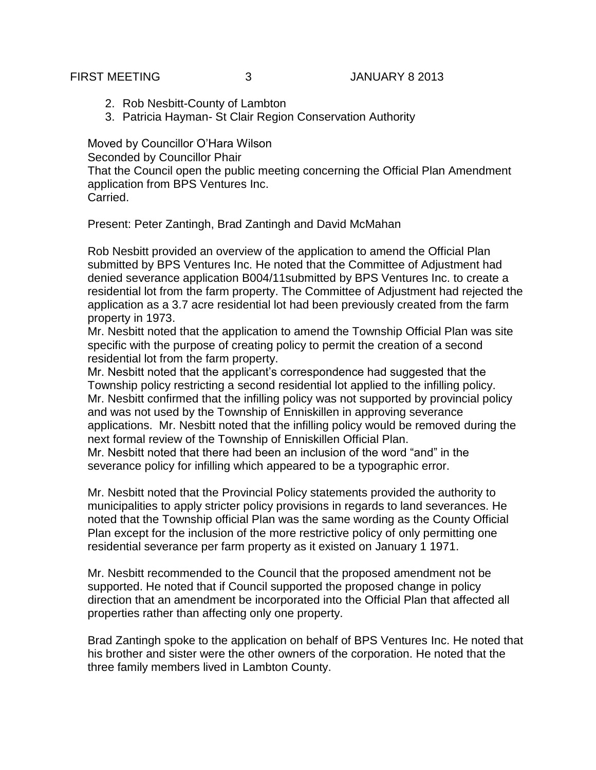2. Rob Nesbitt-County of Lambton
3. Patricia Hayman- St Clair Region Conservation Authority

Moved by Councillor O'Hara Wilson
Seconded by Councillor Phair
That the Council open the public meeting concerning the Official Plan Amendment application from BPS Ventures Inc.
Carried.

Present: Peter Zantingh, Brad Zantingh and David McMahan

Rob Nesbitt provided an overview of the application to amend the Official Plan submitted by BPS Ventures Inc. He noted that the Committee of Adjustment had denied severance application B004/11submitted by BPS Ventures Inc. to create a residential lot from the farm property. The Committee of Adjustment had rejected the application as a 3.7 acre residential lot had been previously created from the farm property in 1973.
Mr. Nesbitt noted that the application to amend the Township Official Plan was site specific with the purpose of creating policy to permit the creation of a second residential lot from the farm property.
Mr. Nesbitt noted that the applicant's correspondence had suggested that the Township policy restricting a second residential lot applied to the infilling policy.
Mr. Nesbitt confirmed that the infilling policy was not supported by provincial policy and was not used by the Township of Enniskillen in approving severance applications. Mr. Nesbitt noted that the infilling policy would be removed during the next formal review of the Township of Enniskillen Official Plan.
Mr. Nesbitt noted that there had been an inclusion of the word "and" in the severance policy for infilling which appeared to be a typographic error.

Mr. Nesbitt noted that the Provincial Policy statements provided the authority to municipalities to apply stricter policy provisions in regards to land severances. He noted that the Township official Plan was the same wording as the County Official Plan except for the inclusion of the more restrictive policy of only permitting one residential severance per farm property as it existed on January 1 1971.

Mr. Nesbitt recommended to the Council that the proposed amendment not be supported. He noted that if Council supported the proposed change in policy direction that an amendment be incorporated into the Official Plan that affected all properties rather than affecting only one property.

Brad Zantingh spoke to the application on behalf of BPS Ventures Inc. He noted that his brother and sister were the other owners of the corporation. He noted that the three family members lived in Lambton County.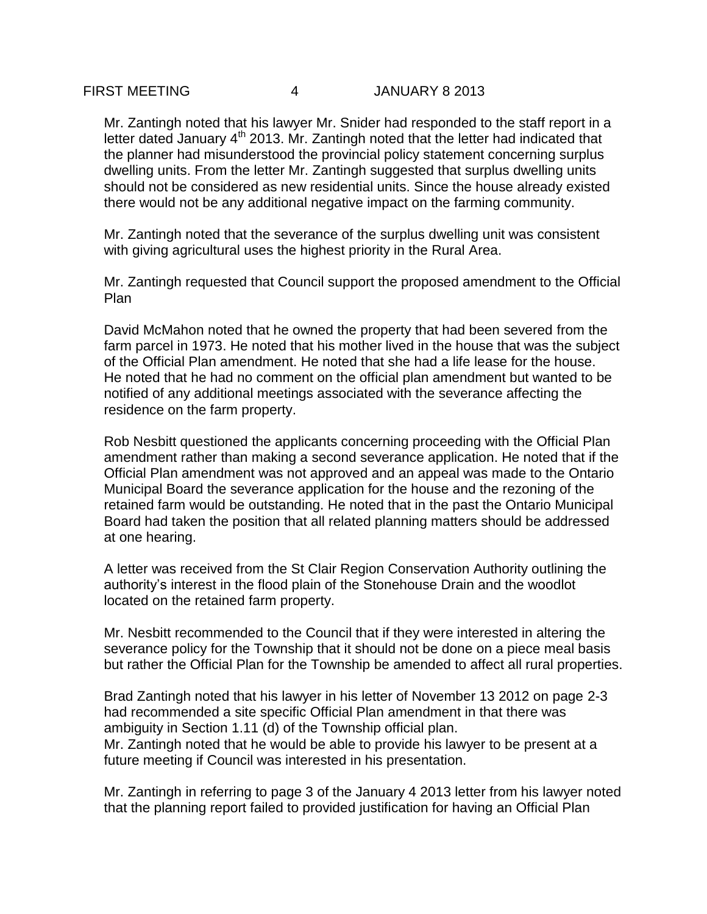Mr. Zantingh noted that his lawyer Mr. Snider had responded to the staff report in a letter dated January 4th 2013. Mr. Zantingh noted that the letter had indicated that the planner had misunderstood the provincial policy statement concerning surplus dwelling units. From the letter Mr. Zantingh suggested that surplus dwelling units should not be considered as new residential units. Since the house already existed there would not be any additional negative impact on the farming community.

Mr. Zantingh noted that the severance of the surplus dwelling unit was consistent with giving agricultural uses the highest priority in the Rural Area.

Mr. Zantingh requested that Council support the proposed amendment to the Official Plan

David McMahon noted that he owned the property that had been severed from the farm parcel in 1973. He noted that his mother lived in the house that was the subject of the Official Plan amendment. He noted that she had a life lease for the house. He noted that he had no comment on the official plan amendment but wanted to be notified of any additional meetings associated with the severance affecting the residence on the farm property.

Rob Nesbitt questioned the applicants concerning proceeding with the Official Plan amendment rather than making a second severance application. He noted that if the Official Plan amendment was not approved and an appeal was made to the Ontario Municipal Board the severance application for the house and the rezoning of the retained farm would be outstanding. He noted that in the past the Ontario Municipal Board had taken the position that all related planning matters should be addressed at one hearing.

A letter was received from the St Clair Region Conservation Authority outlining the authority's interest in the flood plain of the Stonehouse Drain and the woodlot located on the retained farm property.

Mr. Nesbitt recommended to the Council that if they were interested in altering the severance policy for the Township that it should not be done on a piece meal basis but rather the Official Plan for the Township be amended to affect all rural properties.

Brad Zantingh noted that his lawyer in his letter of November 13 2012 on page 2-3 had recommended a site specific Official Plan amendment in that there was ambiguity in Section 1.11 (d) of the Township official plan.
Mr. Zantingh noted that he would be able to provide his lawyer to be present at a future meeting if Council was interested in his presentation.

Mr. Zantingh in referring to page 3 of the January 4 2013 letter from his lawyer noted that the planning report failed to provided justification for having an Official Plan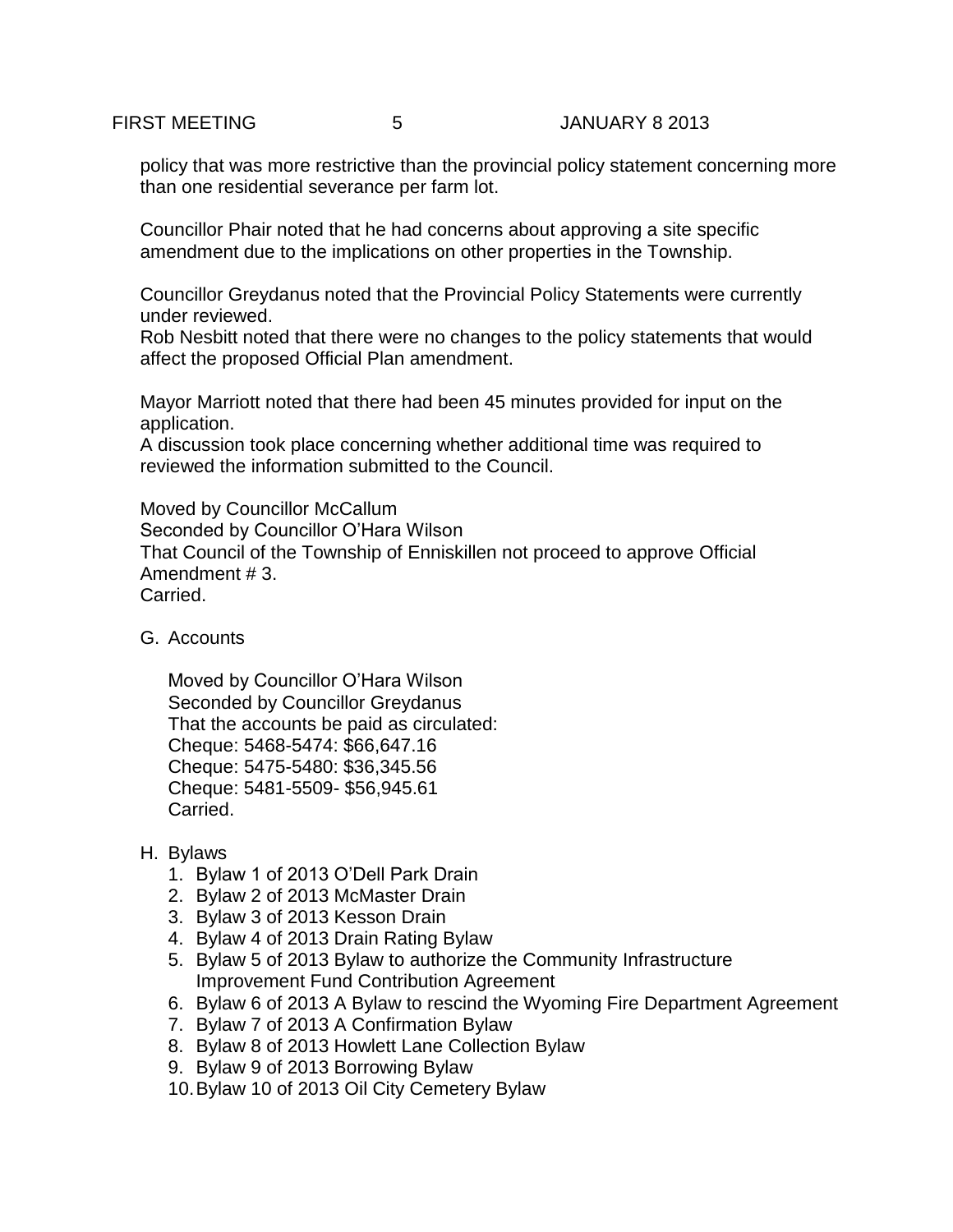policy that was more restrictive than the provincial policy statement concerning more than one residential severance per farm lot.

Councillor Phair noted that he had concerns about approving a site specific amendment due to the implications on other properties in the Township.

Councillor Greydanus noted that the Provincial Policy Statements were currently under reviewed.
Rob Nesbitt noted that there were no changes to the policy statements that would affect the proposed Official Plan amendment.

Mayor Marriott noted that there had been 45 minutes provided for input on the application.
A discussion took place concerning whether additional time was required to reviewed the information submitted to the Council.

Moved by Councillor McCallum
Seconded by Councillor O'Hara Wilson
That Council of the Township of Enniskillen not proceed to approve Official Amendment # 3.
Carried.

G. Accounts

Moved by Councillor O'Hara Wilson
Seconded by Councillor Greydanus
That the accounts be paid as circulated:
Cheque: 5468-5474: $66,647.16
Cheque: 5475-5480: $36,345.56
Cheque: 5481-5509- $56,945.61
Carried.

H. Bylaws

1. Bylaw 1 of 2013 O'Dell Park Drain
2. Bylaw 2 of 2013 McMaster Drain
3. Bylaw 3 of 2013 Kesson Drain
4. Bylaw 4 of 2013 Drain Rating Bylaw
5. Bylaw 5 of 2013 Bylaw to authorize the Community Infrastructure Improvement Fund Contribution Agreement
6. Bylaw 6 of 2013 A Bylaw to rescind the Wyoming Fire Department Agreement
7. Bylaw 7 of 2013 A Confirmation Bylaw
8. Bylaw 8 of 2013 Howlett Lane Collection Bylaw
9. Bylaw 9 of 2013 Borrowing Bylaw
10. Bylaw 10 of 2013 Oil City Cemetery Bylaw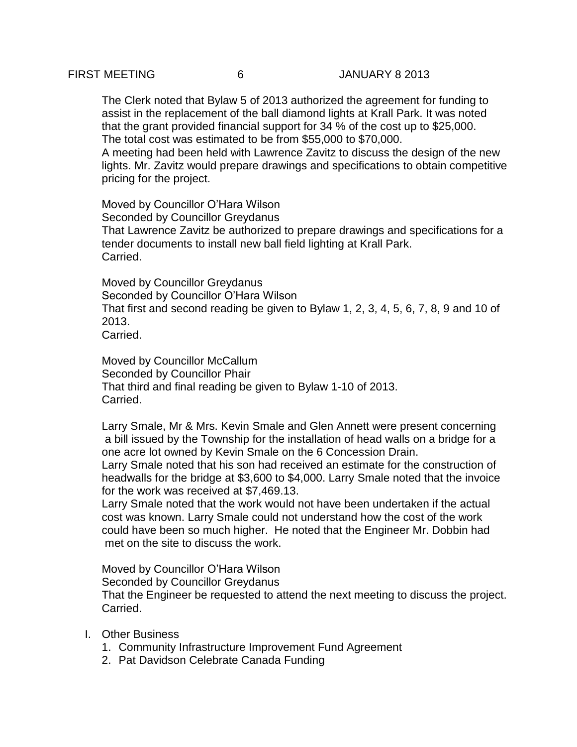The Clerk noted that Bylaw 5 of 2013 authorized the agreement for funding to assist in the replacement of the ball diamond lights at Krall Park. It was noted that the grant provided financial support for 34 % of the cost up to $25,000. The total cost was estimated to be from $55,000 to $70,000.
A meeting had been held with Lawrence Zavitz to discuss the design of the new lights. Mr. Zavitz would prepare drawings and specifications to obtain competitive pricing for the project.

Moved by Councillor O'Hara Wilson
Seconded by Councillor Greydanus
That Lawrence Zavitz be authorized to prepare drawings and specifications for a tender documents to install new ball field lighting at Krall Park.
Carried.

Moved by Councillor Greydanus
Seconded by Councillor O'Hara Wilson
That first and second reading be given to Bylaw 1, 2, 3, 4, 5, 6, 7, 8, 9 and 10 of 2013.
Carried.

Moved by Councillor McCallum
Seconded by Councillor Phair
That third and final reading be given to Bylaw 1-10 of 2013.
Carried.

Larry Smale, Mr & Mrs. Kevin Smale and Glen Annett were present concerning a bill issued by the Township for the installation of head walls on a bridge for a one acre lot owned by Kevin Smale on the 6 Concession Drain.
Larry Smale noted that his son had received an estimate for the construction of headwalls for the bridge at $3,600 to $4,000. Larry Smale noted that the invoice for the work was received at $7,469.13.
Larry Smale noted that the work would not have been undertaken if the actual cost was known. Larry Smale could not understand how the cost of the work could have been so much higher. He noted that the Engineer Mr. Dobbin had met on the site to discuss the work.

Moved by Councillor O'Hara Wilson
Seconded by Councillor Greydanus
That the Engineer be requested to attend the next meeting to discuss the project.
Carried.

I. Other Business
   1. Community Infrastructure Improvement Fund Agreement
   2. Pat Davidson Celebrate Canada Funding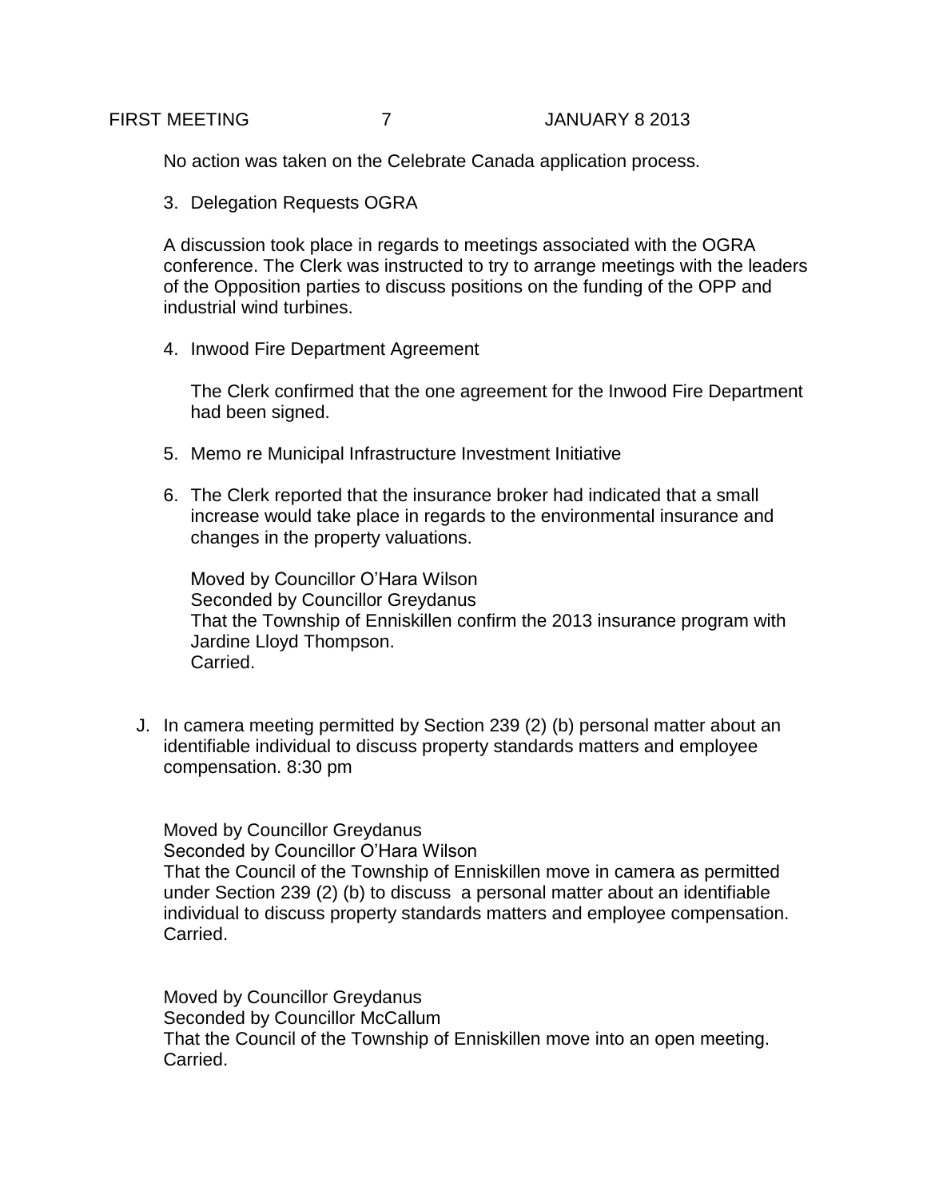No action was taken on the Celebrate Canada application process.

3. Delegation Requests OGRA

A discussion took place in regards to meetings associated with the OGRA conference. The Clerk was instructed to try to arrange meetings with the leaders of the Opposition parties to discuss positions on the funding of the OPP and industrial wind turbines.

4. Inwood Fire Department Agreement

   The Clerk confirmed that the one agreement for the Inwood Fire Department had been signed.

5. Memo re Municipal Infrastructure Investment Initiative

6. The Clerk reported that the insurance broker had indicated that a small increase would take place in regards to the environmental insurance and changes in the property valuations.

   Moved by Councillor O'Hara Wilson
   Seconded by Councillor Greydanus
   That the Township of Enniskillen confirm the 2013 insurance program with Jardine Lloyd Thompson.
   Carried.

J. In camera meeting permitted by Section 239 (2) (b) personal matter about an identifiable individual to discuss property standards matters and employee compensation. 8:30 pm

   Moved by Councillor Greydanus
   Seconded by Councillor O'Hara Wilson
   That the Council of the Township of Enniskillen move in camera as permitted under Section 239 (2) (b) to discuss a personal matter about an identifiable individual to discuss property standards matters and employee compensation.
   Carried.

   Moved by Councillor Greydanus
   Seconded by Councillor McCallum
   That the Council of the Township of Enniskillen move into an open meeting.
   Carried.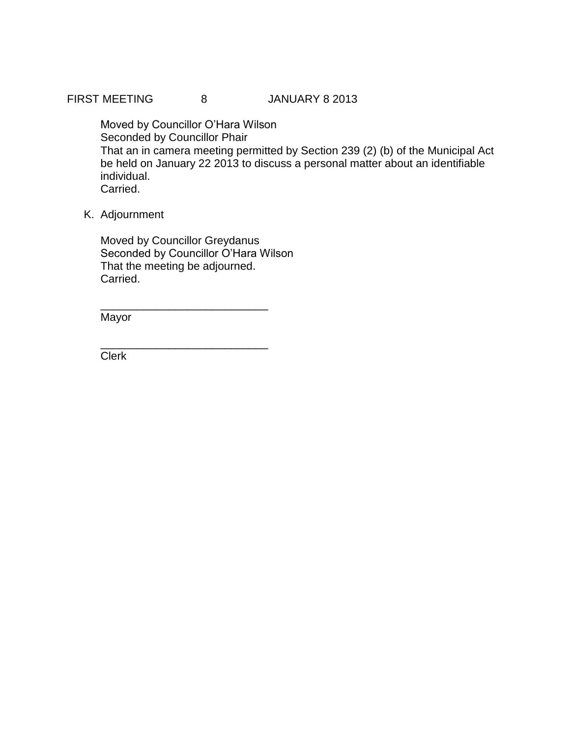Moved by Councillor O'Hara Wilson
Seconded by Councillor Phair
That an in camera meeting permitted by Section 239 (2) (b) of the Municipal Act be held on January 22 2013 to discuss a personal matter about an identifiable individual.
Carried.

K. Adjournment

Moved by Councillor Greydanus
Seconded by Councillor O'Hara Wilson
That the meeting be adjourned.
Carried.

___________________________
Mayor

___________________________
Clerk